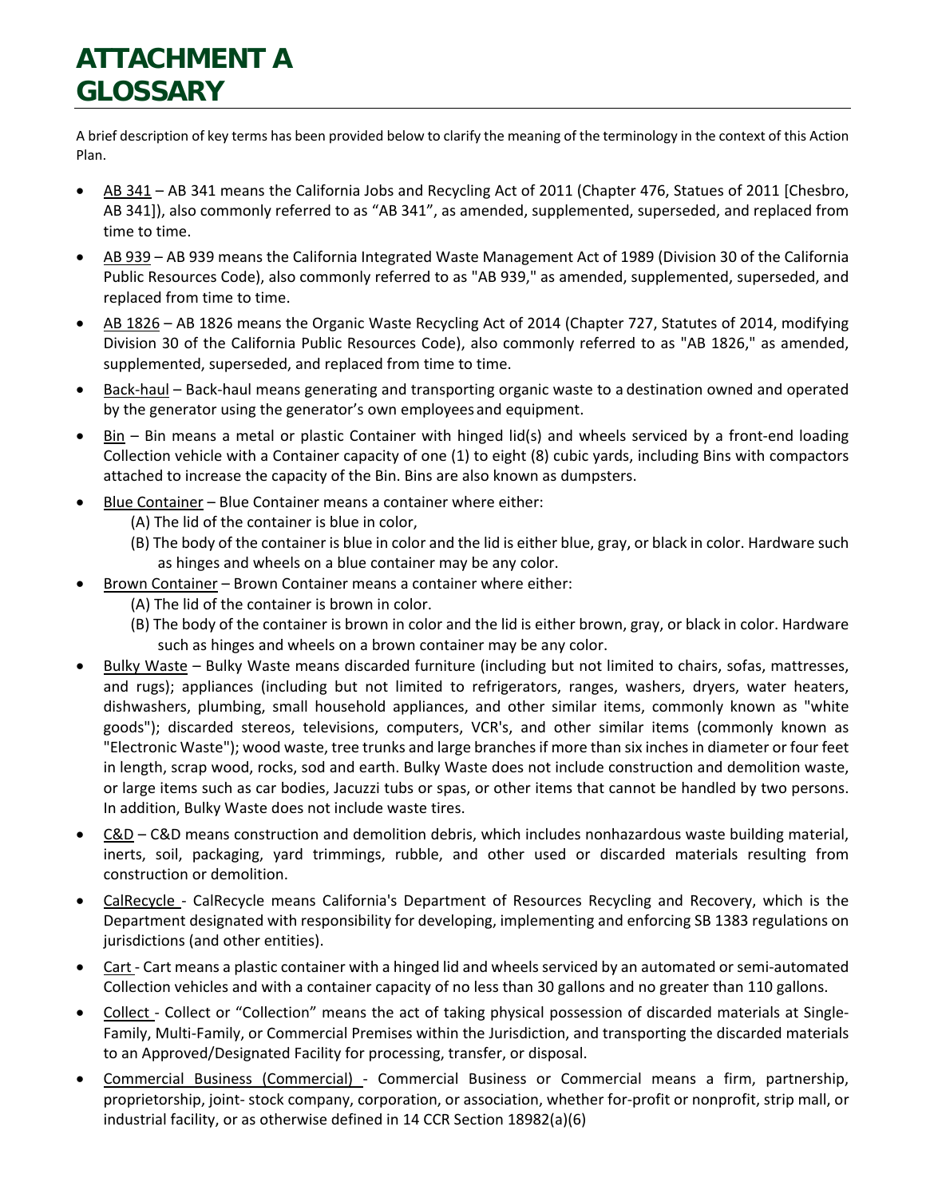# ATTACHMENT A GLOSSARY

A brief description of key terms has been provided below to clarify the meaning of the terminology in the context of this Action Plan.

- AB 341 – AB 341 means the California Jobs and Recycling Act of 2011 (Chapter 476, Statues of 2011 [Chesbro, AB 341]), also commonly referred to as "AB 341", as amended, supplemented, superseded, and replaced from time to time.
- AB 939 – AB 939 means the California Integrated Waste Management Act of 1989 (Division 30 of the California Public Resources Code), also commonly referred to as "AB 939," as amended, supplemented, superseded, and replaced from time to time.
- AB 1826 – AB 1826 means the Organic Waste Recycling Act of 2014 (Chapter 727, Statutes of 2014, modifying Division 30 of the California Public Resources Code), also commonly referred to as "AB 1826," as amended, supplemented, superseded, and replaced from time to time.
- Back-haul – Back-haul means generating and transporting organic waste to a destination owned and operated by the generator using the generator's own employees and equipment.
- Bin – Bin means a metal or plastic Container with hinged lid(s) and wheels serviced by a front-end loading Collection vehicle with a Container capacity of one (1) to eight (8) cubic yards, including Bins with compactors attached to increase the capacity of the Bin. Bins are also known as dumpsters.
- Blue Container – Blue Container means a container where either:
  - (A) The lid of the container is blue in color,
  - (B) The body of the container is blue in color and the lid is either blue, gray, or black in color. Hardware such as hinges and wheels on a blue container may be any color.
- Brown Container – Brown Container means a container where either:
  - (A) The lid of the container is brown in color.
  - (B) The body of the container is brown in color and the lid is either brown, gray, or black in color. Hardware such as hinges and wheels on a brown container may be any color.
- Bulky Waste – Bulky Waste means discarded furniture (including but not limited to chairs, sofas, mattresses, and rugs); appliances (including but not limited to refrigerators, ranges, washers, dryers, water heaters, dishwashers, plumbing, small household appliances, and other similar items, commonly known as "white goods"); discarded stereos, televisions, computers, VCR's, and other similar items (commonly known as "Electronic Waste"); wood waste, tree trunks and large branches if more than six inches in diameter or four feet in length, scrap wood, rocks, sod and earth. Bulky Waste does not include construction and demolition waste, or large items such as car bodies, Jacuzzi tubs or spas, or other items that cannot be handled by two persons. In addition, Bulky Waste does not include waste tires.
- C&D – C&D means construction and demolition debris, which includes nonhazardous waste building material, inerts, soil, packaging, yard trimmings, rubble, and other used or discarded materials resulting from construction or demolition.
- CalRecycle - CalRecycle means California's Department of Resources Recycling and Recovery, which is the Department designated with responsibility for developing, implementing and enforcing SB 1383 regulations on jurisdictions (and other entities).
- Cart - Cart means a plastic container with a hinged lid and wheels serviced by an automated or semi-automated Collection vehicles and with a container capacity of no less than 30 gallons and no greater than 110 gallons.
- Collect - Collect or "Collection" means the act of taking physical possession of discarded materials at Single-Family, Multi-Family, or Commercial Premises within the Jurisdiction, and transporting the discarded materials to an Approved/Designated Facility for processing, transfer, or disposal.
- Commercial Business (Commercial) - Commercial Business or Commercial means a firm, partnership, proprietorship, joint- stock company, corporation, or association, whether for-profit or nonprofit, strip mall, or industrial facility, or as otherwise defined in 14 CCR Section 18982(a)(6)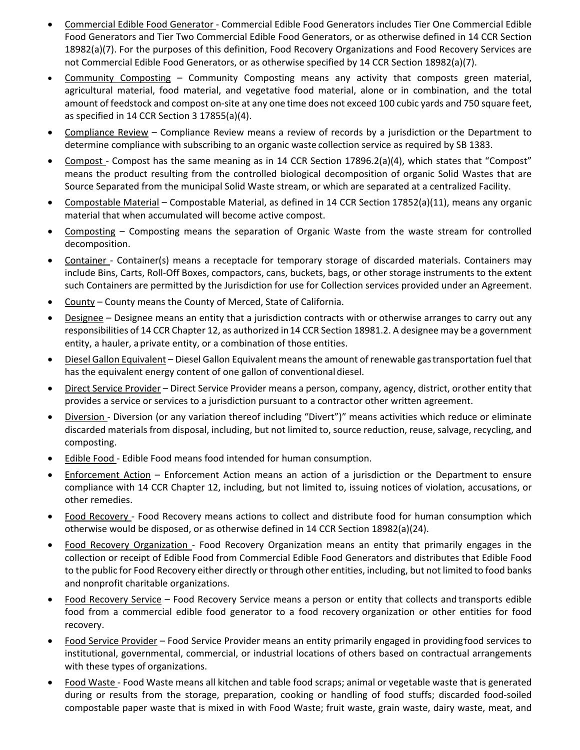- Commercial Edible Food Generator - Commercial Edible Food Generators includes Tier One Commercial Edible Food Generators and Tier Two Commercial Edible Food Generators, or as otherwise defined in 14 CCR Section 18982(a)(7). For the purposes of this definition, Food Recovery Organizations and Food Recovery Services are not Commercial Edible Food Generators, or as otherwise specified by 14 CCR Section 18982(a)(7).
- Community Composting – Community Composting means any activity that composts green material, agricultural material, food material, and vegetative food material, alone or in combination, and the total amount of feedstock and compost on-site at any one time does not exceed 100 cubic yards and 750 square feet, as specified in 14 CCR Section 3 17855(a)(4).
- Compliance Review – Compliance Review means a review of records by a jurisdiction or the Department to determine compliance with subscribing to an organic waste collection service as required by SB 1383.
- Compost - Compost has the same meaning as in 14 CCR Section 17896.2(a)(4), which states that "Compost" means the product resulting from the controlled biological decomposition of organic Solid Wastes that are Source Separated from the municipal Solid Waste stream, or which are separated at a centralized Facility.
- Compostable Material – Compostable Material, as defined in 14 CCR Section 17852(a)(11), means any organic material that when accumulated will become active compost.
- Composting – Composting means the separation of Organic Waste from the waste stream for controlled decomposition.
- Container - Container(s) means a receptacle for temporary storage of discarded materials. Containers may include Bins, Carts, Roll-Off Boxes, compactors, cans, buckets, bags, or other storage instruments to the extent such Containers are permitted by the Jurisdiction for use for Collection services provided under an Agreement.
- County – County means the County of Merced, State of California.
- Designee – Designee means an entity that a jurisdiction contracts with or otherwise arranges to carry out any responsibilities of 14 CCR Chapter 12, as authorized in 14 CCR Section 18981.2. A designee may be a government entity, a hauler, a private entity, or a combination of those entities.
- Diesel Gallon Equivalent – Diesel Gallon Equivalent means the amount of renewable gas transportation fuel that has the equivalent energy content of one gallon of conventional diesel.
- Direct Service Provider – Direct Service Provider means a person, company, agency, district, or other entity that provides a service or services to a jurisdiction pursuant to a contract or other written agreement.
- Diversion - Diversion (or any variation thereof including "Divert")" means activities which reduce or eliminate discarded materials from disposal, including, but not limited to, source reduction, reuse, salvage, recycling, and composting.
- Edible Food - Edible Food means food intended for human consumption.
- Enforcement Action – Enforcement Action means an action of a jurisdiction or the Department to ensure compliance with 14 CCR Chapter 12, including, but not limited to, issuing notices of violation, accusations, or other remedies.
- Food Recovery - Food Recovery means actions to collect and distribute food for human consumption which otherwise would be disposed, or as otherwise defined in 14 CCR Section 18982(a)(24).
- Food Recovery Organization - Food Recovery Organization means an entity that primarily engages in the collection or receipt of Edible Food from Commercial Edible Food Generators and distributes that Edible Food to the public for Food Recovery either directly or through other entities, including, but not limited to food banks and nonprofit charitable organizations.
- Food Recovery Service – Food Recovery Service means a person or entity that collects and transports edible food from a commercial edible food generator to a food recovery organization or other entities for food recovery.
- Food Service Provider – Food Service Provider means an entity primarily engaged in providing food services to institutional, governmental, commercial, or industrial locations of others based on contractual arrangements with these types of organizations.
- Food Waste - Food Waste means all kitchen and table food scraps; animal or vegetable waste that is generated during or results from the storage, preparation, cooking or handling of food stuffs; discarded food-soiled compostable paper waste that is mixed in with Food Waste; fruit waste, grain waste, dairy waste, meat, and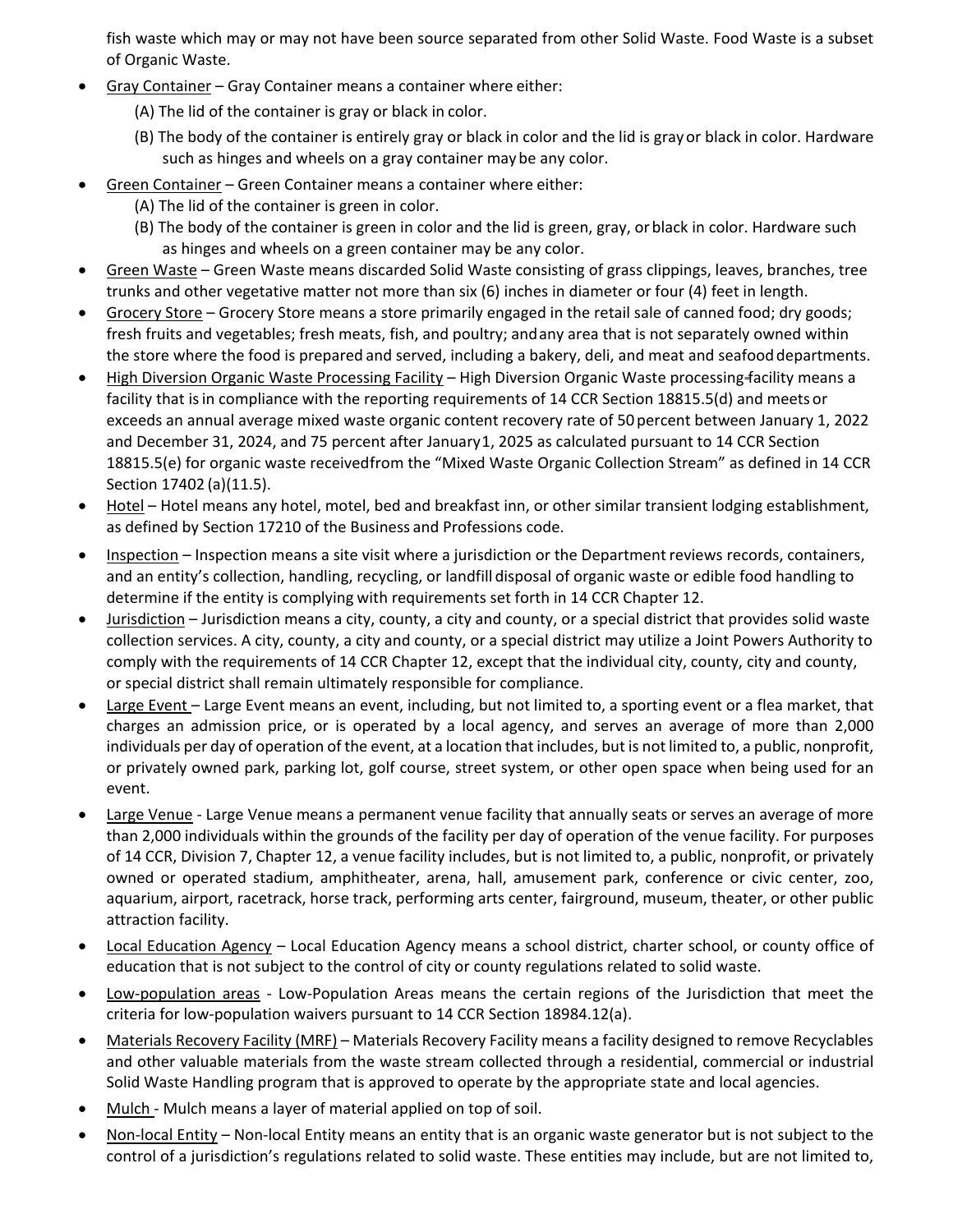fish waste which may or may not have been source separated from other Solid Waste. Food Waste is a subset of Organic Waste.

- Gray Container – Gray Container means a container where either:
  - (A) The lid of the container is gray or black in color.
  - (B) The body of the container is entirely gray or black in color and the lid is gray or black in color. Hardware such as hinges and wheels on a gray container may be any color.
- Green Container – Green Container means a container where either:
  - (A) The lid of the container is green in color.
  - (B) The body of the container is green in color and the lid is green, gray, or black in color. Hardware such as hinges and wheels on a green container may be any color.
- Green Waste – Green Waste means discarded Solid Waste consisting of grass clippings, leaves, branches, tree trunks and other vegetative matter not more than six (6) inches in diameter or four (4) feet in length.
- Grocery Store – Grocery Store means a store primarily engaged in the retail sale of canned food; dry goods; fresh fruits and vegetables; fresh meats, fish, and poultry; and any area that is not separately owned within the store where the food is prepared and served, including a bakery, deli, and meat and seafood departments.
- High Diversion Organic Waste Processing Facility – High Diversion Organic Waste processing facility means a facility that is in compliance with the reporting requirements of 14 CCR Section 18815.5(d) and meets or exceeds an annual average mixed waste organic content recovery rate of 50 percent between January 1, 2022 and December 31, 2024, and 75 percent after January 1, 2025 as calculated pursuant to 14 CCR Section 18815.5(e) for organic waste received from the "Mixed Waste Organic Collection Stream" as defined in 14 CCR Section 17402 (a)(11.5).
- Hotel – Hotel means any hotel, motel, bed and breakfast inn, or other similar transient lodging establishment, as defined by Section 17210 of the Business and Professions code.
- Inspection – Inspection means a site visit where a jurisdiction or the Department reviews records, containers, and an entity's collection, handling, recycling, or landfill disposal of organic waste or edible food handling to determine if the entity is complying with requirements set forth in 14 CCR Chapter 12.
- Jurisdiction – Jurisdiction means a city, county, a city and county, or a special district that provides solid waste collection services. A city, county, a city and county, or a special district may utilize a Joint Powers Authority to comply with the requirements of 14 CCR Chapter 12, except that the individual city, county, city and county, or special district shall remain ultimately responsible for compliance.
- Large Event – Large Event means an event, including, but not limited to, a sporting event or a flea market, that charges an admission price, or is operated by a local agency, and serves an average of more than 2,000 individuals per day of operation of the event, at a location that includes, but is not limited to, a public, nonprofit, or privately owned park, parking lot, golf course, street system, or other open space when being used for an event.
- Large Venue - Large Venue means a permanent venue facility that annually seats or serves an average of more than 2,000 individuals within the grounds of the facility per day of operation of the venue facility. For purposes of 14 CCR, Division 7, Chapter 12, a venue facility includes, but is not limited to, a public, nonprofit, or privately owned or operated stadium, amphitheater, arena, hall, amusement park, conference or civic center, zoo, aquarium, airport, racetrack, horse track, performing arts center, fairground, museum, theater, or other public attraction facility.
- Local Education Agency – Local Education Agency means a school district, charter school, or county office of education that is not subject to the control of city or county regulations related to solid waste.
- Low-population areas - Low-Population Areas means the certain regions of the Jurisdiction that meet the criteria for low-population waivers pursuant to 14 CCR Section 18984.12(a).
- Materials Recovery Facility (MRF) – Materials Recovery Facility means a facility designed to remove Recyclables and other valuable materials from the waste stream collected through a residential, commercial or industrial Solid Waste Handling program that is approved to operate by the appropriate state and local agencies.
- Mulch - Mulch means a layer of material applied on top of soil.
- Non-local Entity – Non-local Entity means an entity that is an organic waste generator but is not subject to the control of a jurisdiction's regulations related to solid waste. These entities may include, but are not limited to,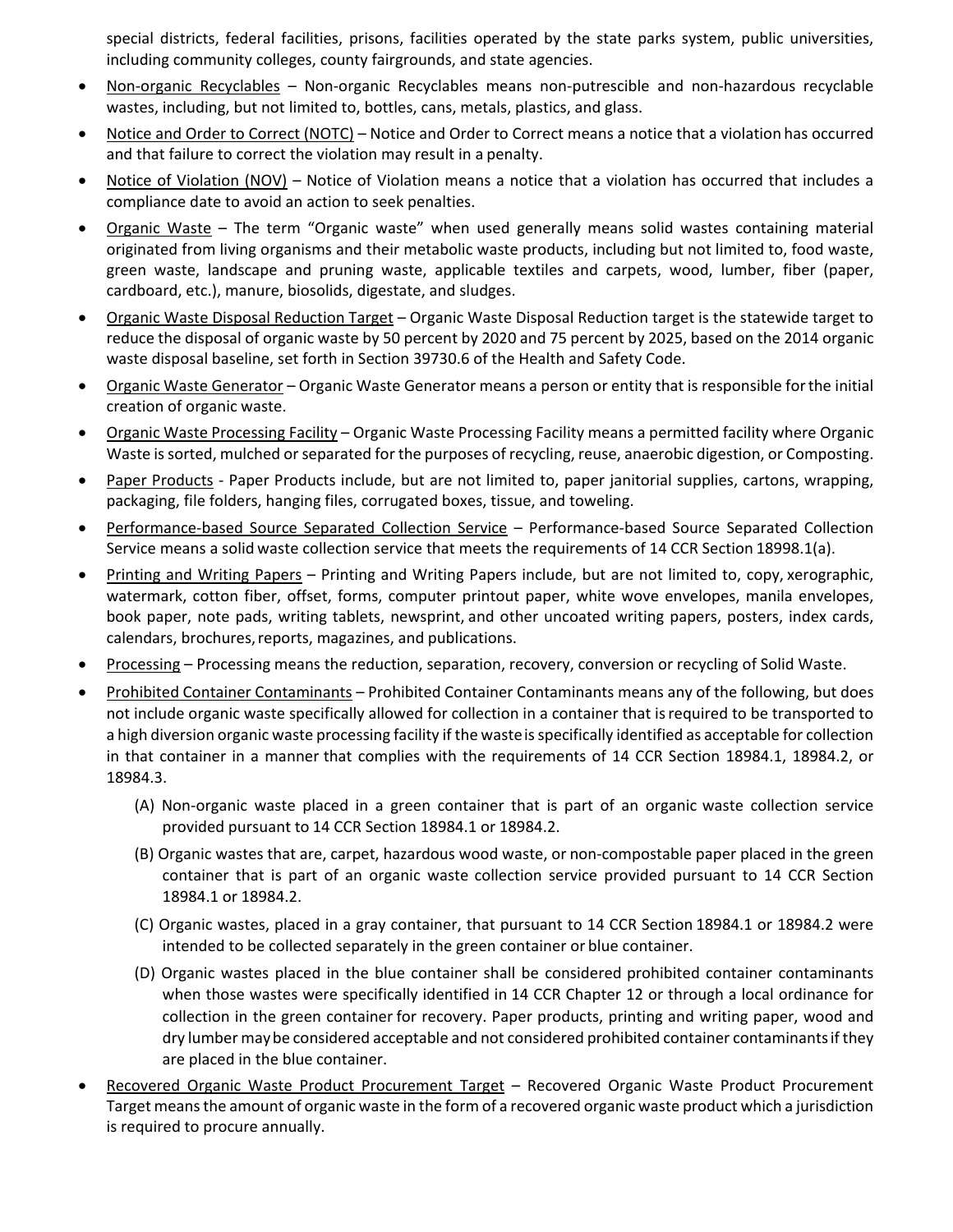special districts, federal facilities, prisons, facilities operated by the state parks system, public universities, including community colleges, county fairgrounds, and state agencies.

- Non-organic Recyclables – Non-organic Recyclables means non-putrescible and non-hazardous recyclable wastes, including, but not limited to, bottles, cans, metals, plastics, and glass.
- Notice and Order to Correct (NOTC) – Notice and Order to Correct means a notice that a violation has occurred and that failure to correct the violation may result in a penalty.
- Notice of Violation (NOV) – Notice of Violation means a notice that a violation has occurred that includes a compliance date to avoid an action to seek penalties.
- Organic Waste – The term "Organic waste" when used generally means solid wastes containing material originated from living organisms and their metabolic waste products, including but not limited to, food waste, green waste, landscape and pruning waste, applicable textiles and carpets, wood, lumber, fiber (paper, cardboard, etc.), manure, biosolids, digestate, and sludges.
- Organic Waste Disposal Reduction Target – Organic Waste Disposal Reduction target is the statewide target to reduce the disposal of organic waste by 50 percent by 2020 and 75 percent by 2025, based on the 2014 organic waste disposal baseline, set forth in Section 39730.6 of the Health and Safety Code.
- Organic Waste Generator – Organic Waste Generator means a person or entity that is responsible for the initial creation of organic waste.
- Organic Waste Processing Facility – Organic Waste Processing Facility means a permitted facility where Organic Waste is sorted, mulched or separated for the purposes of recycling, reuse, anaerobic digestion, or Composting.
- Paper Products - Paper Products include, but are not limited to, paper janitorial supplies, cartons, wrapping, packaging, file folders, hanging files, corrugated boxes, tissue, and toweling.
- Performance-based Source Separated Collection Service – Performance-based Source Separated Collection Service means a solid waste collection service that meets the requirements of 14 CCR Section 18998.1(a).
- Printing and Writing Papers – Printing and Writing Papers include, but are not limited to, copy, xerographic, watermark, cotton fiber, offset, forms, computer printout paper, white wove envelopes, manila envelopes, book paper, note pads, writing tablets, newsprint, and other uncoated writing papers, posters, index cards, calendars, brochures, reports, magazines, and publications.
- Processing – Processing means the reduction, separation, recovery, conversion or recycling of Solid Waste.
- Prohibited Container Contaminants – Prohibited Container Contaminants means any of the following, but does not include organic waste specifically allowed for collection in a container that is required to be transported to a high diversion organic waste processing facility if the waste is specifically identified as acceptable for collection in that container in a manner that complies with the requirements of 14 CCR Section 18984.1, 18984.2, or 18984.3.
  - (A) Non-organic waste placed in a green container that is part of an organic waste collection service provided pursuant to 14 CCR Section 18984.1 or 18984.2.
  - (B) Organic wastes that are, carpet, hazardous wood waste, or non-compostable paper placed in the green container that is part of an organic waste collection service provided pursuant to 14 CCR Section 18984.1 or 18984.2.
  - (C) Organic wastes, placed in a gray container, that pursuant to 14 CCR Section 18984.1 or 18984.2 were intended to be collected separately in the green container or blue container.
  - (D) Organic wastes placed in the blue container shall be considered prohibited container contaminants when those wastes were specifically identified in 14 CCR Chapter 12 or through a local ordinance for collection in the green container for recovery. Paper products, printing and writing paper, wood and dry lumber may be considered acceptable and not considered prohibited container contaminants if they are placed in the blue container.
- Recovered Organic Waste Product Procurement Target – Recovered Organic Waste Product Procurement Target means the amount of organic waste in the form of a recovered organic waste product which a jurisdiction is required to procure annually.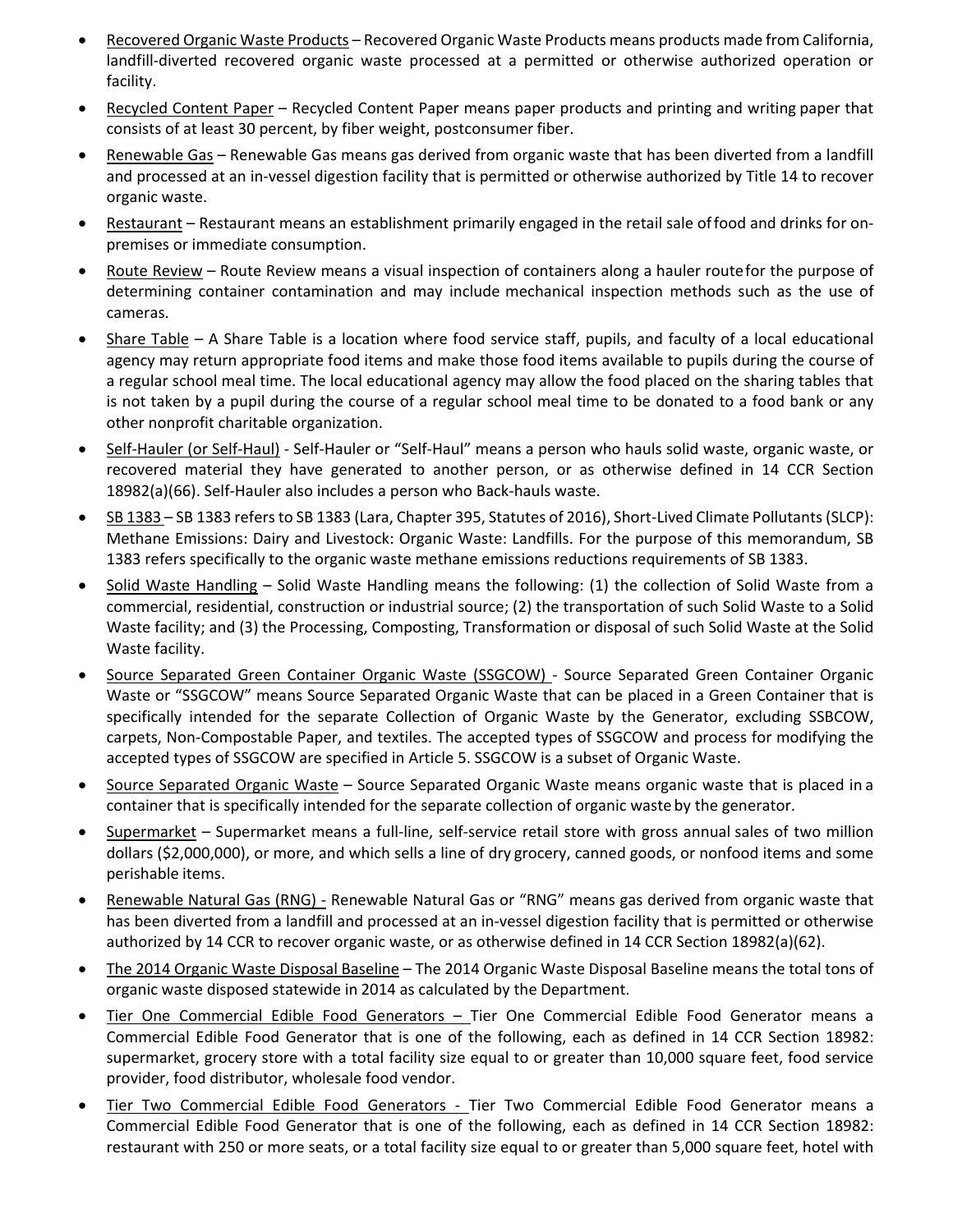- Recovered Organic Waste Products – Recovered Organic Waste Products means products made from California, landfill-diverted recovered organic waste processed at a permitted or otherwise authorized operation or facility.
- Recycled Content Paper – Recycled Content Paper means paper products and printing and writing paper that consists of at least 30 percent, by fiber weight, postconsumer fiber.
- Renewable Gas – Renewable Gas means gas derived from organic waste that has been diverted from a landfill and processed at an in-vessel digestion facility that is permitted or otherwise authorized by Title 14 to recover organic waste.
- Restaurant – Restaurant means an establishment primarily engaged in the retail sale of food and drinks for on-premises or immediate consumption.
- Route Review – Route Review means a visual inspection of containers along a hauler route for the purpose of determining container contamination and may include mechanical inspection methods such as the use of cameras.
- Share Table – A Share Table is a location where food service staff, pupils, and faculty of a local educational agency may return appropriate food items and make those food items available to pupils during the course of a regular school meal time. The local educational agency may allow the food placed on the sharing tables that is not taken by a pupil during the course of a regular school meal time to be donated to a food bank or any other nonprofit charitable organization.
- Self-Hauler (or Self-Haul) - Self-Hauler or "Self-Haul" means a person who hauls solid waste, organic waste, or recovered material they have generated to another person, or as otherwise defined in 14 CCR Section 18982(a)(66). Self-Hauler also includes a person who Back-hauls waste.
- SB 1383 – SB 1383 refers to SB 1383 (Lara, Chapter 395, Statutes of 2016), Short-Lived Climate Pollutants (SLCP): Methane Emissions: Dairy and Livestock: Organic Waste: Landfills. For the purpose of this memorandum, SB 1383 refers specifically to the organic waste methane emissions reductions requirements of SB 1383.
- Solid Waste Handling – Solid Waste Handling means the following: (1) the collection of Solid Waste from a commercial, residential, construction or industrial source; (2) the transportation of such Solid Waste to a Solid Waste facility; and (3) the Processing, Composting, Transformation or disposal of such Solid Waste at the Solid Waste facility.
- Source Separated Green Container Organic Waste (SSGCOW) - Source Separated Green Container Organic Waste or "SSGCOW" means Source Separated Organic Waste that can be placed in a Green Container that is specifically intended for the separate Collection of Organic Waste by the Generator, excluding SSBCOW, carpets, Non-Compostable Paper, and textiles. The accepted types of SSGCOW and process for modifying the accepted types of SSGCOW are specified in Article 5. SSGCOW is a subset of Organic Waste.
- Source Separated Organic Waste – Source Separated Organic Waste means organic waste that is placed in a container that is specifically intended for the separate collection of organic waste by the generator.
- Supermarket – Supermarket means a full-line, self-service retail store with gross annual sales of two million dollars ($2,000,000), or more, and which sells a line of dry grocery, canned goods, or nonfood items and some perishable items.
- Renewable Natural Gas (RNG) - Renewable Natural Gas or "RNG" means gas derived from organic waste that has been diverted from a landfill and processed at an in-vessel digestion facility that is permitted or otherwise authorized by 14 CCR to recover organic waste, or as otherwise defined in 14 CCR Section 18982(a)(62).
- The 2014 Organic Waste Disposal Baseline – The 2014 Organic Waste Disposal Baseline means the total tons of organic waste disposed statewide in 2014 as calculated by the Department.
- Tier One Commercial Edible Food Generators – Tier One Commercial Edible Food Generator means a Commercial Edible Food Generator that is one of the following, each as defined in 14 CCR Section 18982: supermarket, grocery store with a total facility size equal to or greater than 10,000 square feet, food service provider, food distributor, wholesale food vendor.
- Tier Two Commercial Edible Food Generators - Tier Two Commercial Edible Food Generator means a Commercial Edible Food Generator that is one of the following, each as defined in 14 CCR Section 18982: restaurant with 250 or more seats, or a total facility size equal to or greater than 5,000 square feet, hotel with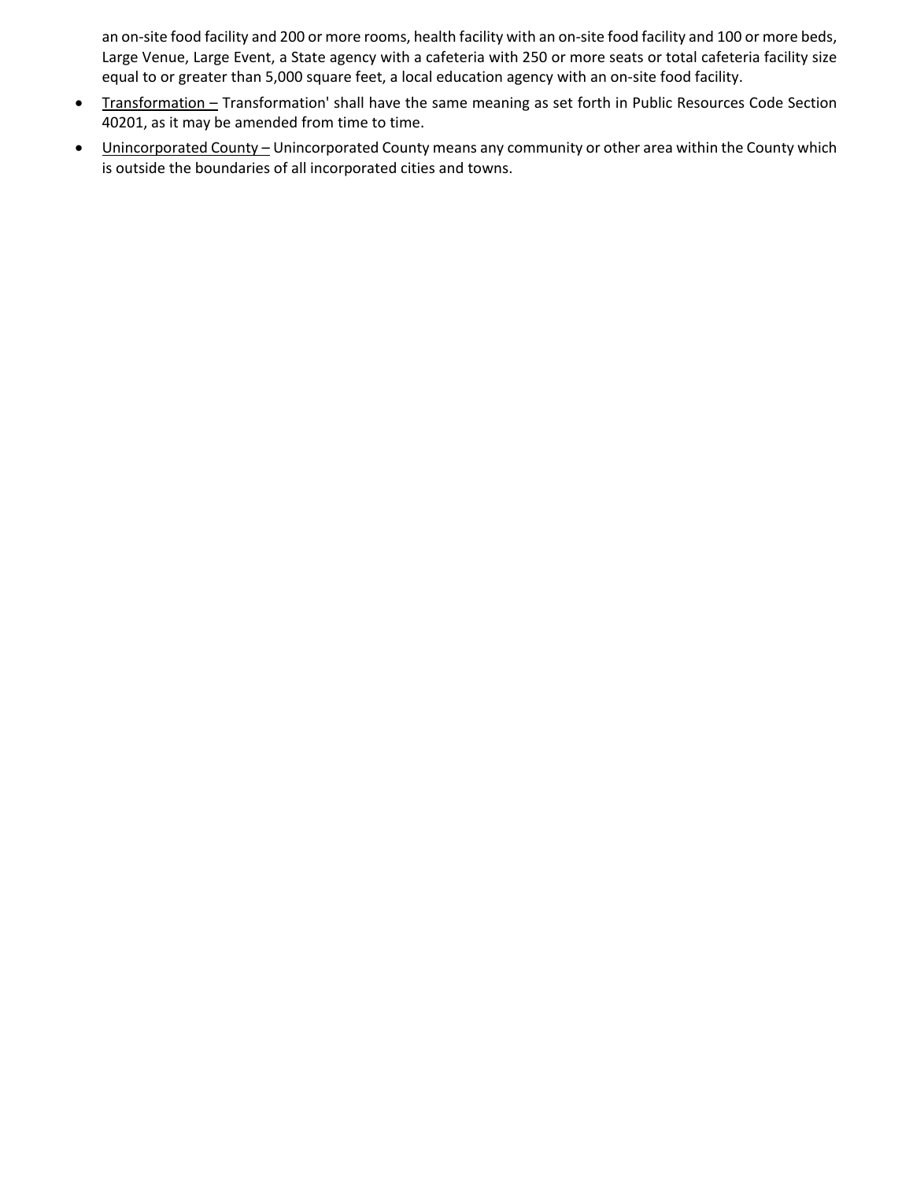an on-site food facility and 200 or more rooms, health facility with an on-site food facility and 100 or more beds, Large Venue, Large Event, a State agency with a cafeteria with 250 or more seats or total cafeteria facility size equal to or greater than 5,000 square feet, a local education agency with an on-site food facility.

- <u>Transformation –</u> Transformation' shall have the same meaning as set forth in Public Resources Code Section 40201, as it may be amended from time to time.
- <u>Unincorporated County –</u> Unincorporated County means any community or other area within the County which is outside the boundaries of all incorporated cities and towns.